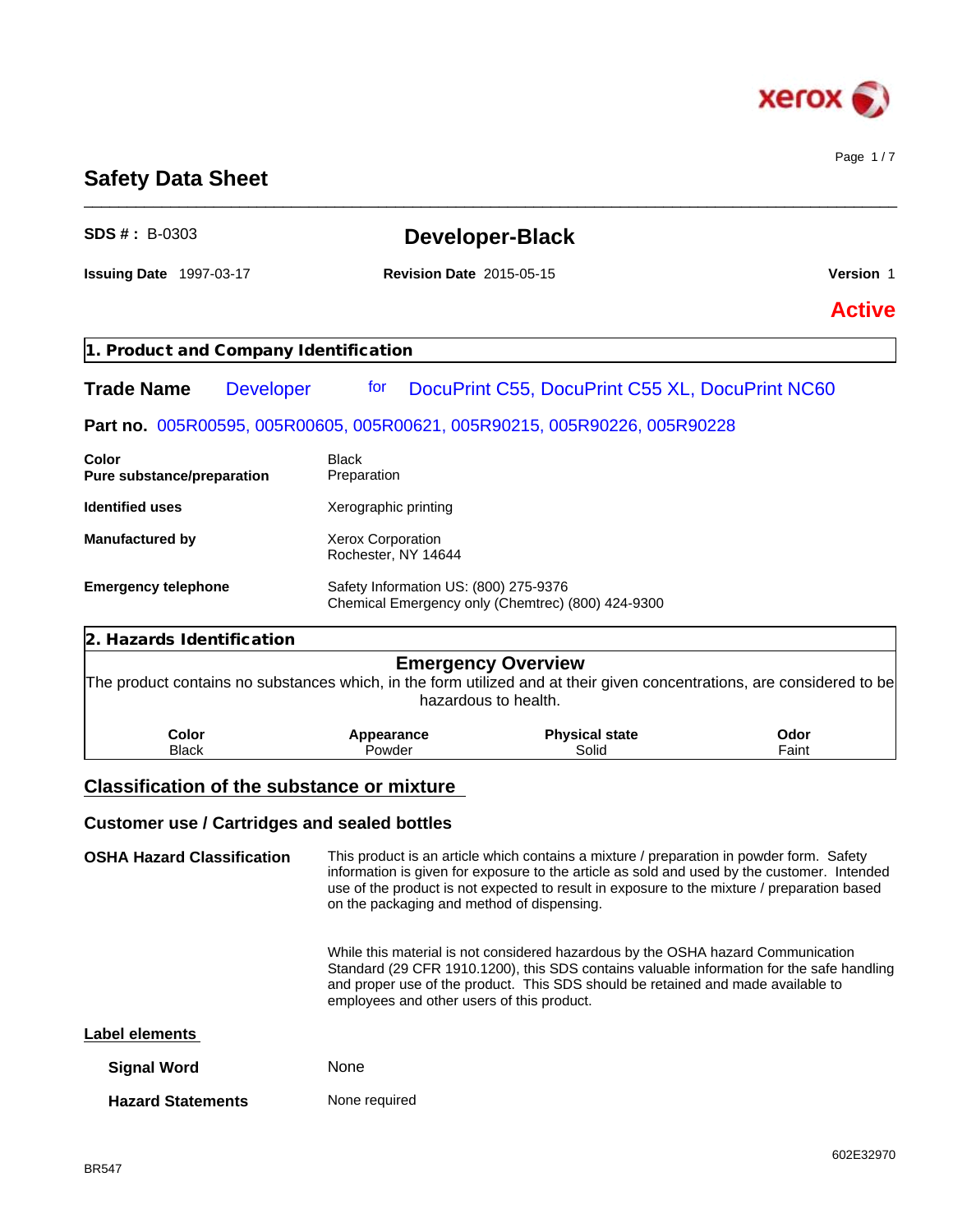# Safety Data Sheet

**SDS # :** B-0303

## Developer-Black

**Issuing Date** 1997-03-17 **Revision Date** 2015-05-15 **Version** 1

**Active**

## 1. Product and Company Identification

**Trade Name** Developer for DocuPrint C55, DocuPrint C55 XL, DocuPrint NC60

**Part no.** 005R00595, 005R00605, 005R00621, 005R90215, 005R90226, 005R90228

| | |
|---|---|
| **Color** | Black |
| **Pure substance/preparation** | Preparation |
| **Identified uses** | Xerographic printing |
| **Manufactured by** | Xerox Corporation<br>Rochester, NY 14644 |
| **Emergency telephone** | Safety Information US: (800) 275-9376<br>Chemical Emergency only (Chemtrec) (800) 424-9300 |

## 2. Hazards Identification

### Emergency Overview

The product contains no substances which, in the form utilized and at their given concentrations, are considered to be hazardous to health.

| Color | Appearance | Physical state | Odor |
|---|---|---|---|
| Black | Powder | Solid | Faint |

### Classification of the substance or mixture

### Customer use / Cartridges and sealed bottles

**OSHA Hazard Classification**

This product is an article which contains a mixture / preparation in powder form. Safety information is given for exposure to the article as sold and used by the customer. Intended use of the product is not expected to result in exposure to the mixture / preparation based on the packaging and method of dispensing.

While this material is not considered hazardous by the OSHA hazard Communication Standard (29 CFR 1910.1200), this SDS contains valuable information for the safe handling and proper use of the product. This SDS should be retained and made available to employees and other users of this product.

### Label elements

| | |
|---|---|
| **Signal Word** | None |
| **Hazard Statements** | None required |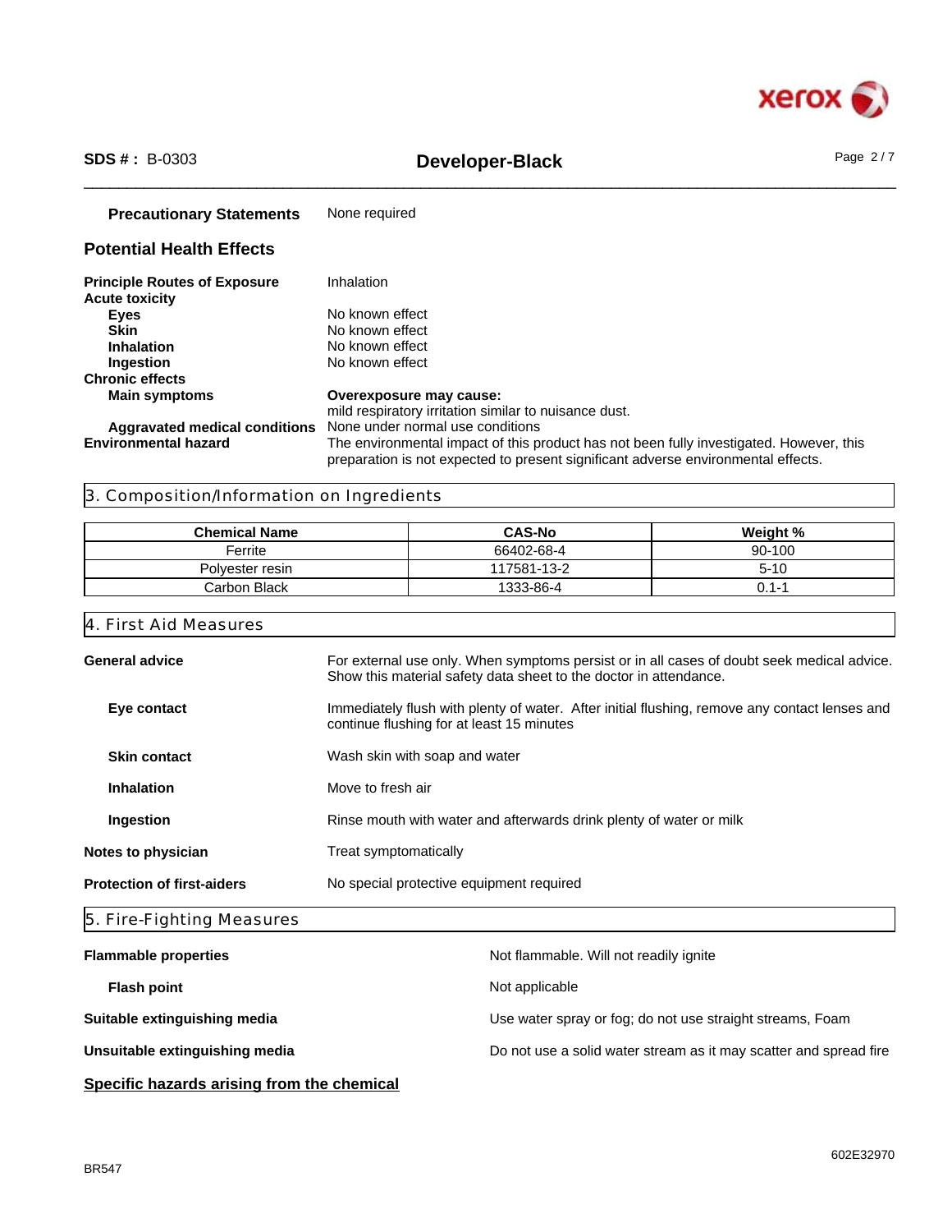**Precautionary Statements** None required

## Potential Health Effects

**Principle Routes of Exposure** Inhalation

**Acute toxicity**

- **Eyes** No known effect
- **Skin** No known effect
- **Inhalation** No known effect
- **Ingestion** No known effect

**Chronic effects**

- **Main symptoms** **Overexposure may cause:** mild respiratory irritation similar to nuisance dust.
- **Aggravated medical conditions** None under normal use conditions

**Environmental hazard** The environmental impact of this product has not been fully investigated. However, this preparation is not expected to present significant adverse environmental effects.

## 3. Composition/Information on Ingredients

| Chemical Name | CAS-No | Weight % |
|---|---|---|
| Ferrite | 66402-68-4 | 90-100 |
| Polyester resin | 117581-13-2 | 5-10 |
| Carbon Black | 1333-86-4 | 0.1-1 |

## 4. First Aid Measures

**General advice** For external use only. When symptoms persist or in all cases of doubt seek medical advice. Show this material safety data sheet to the doctor in attendance.

**Eye contact** Immediately flush with plenty of water. After initial flushing, remove any contact lenses and continue flushing for at least 15 minutes

**Skin contact** Wash skin with soap and water

**Inhalation** Move to fresh air

**Ingestion** Rinse mouth with water and afterwards drink plenty of water or milk

**Notes to physician** Treat symptomatically

**Protection of first-aiders** No special protective equipment required

## 5. Fire-Fighting Measures

**Flammable properties** Not flammable. Will not readily ignite

**Flash point** Not applicable

**Suitable extinguishing media** Use water spray or fog; do not use straight streams, Foam

**Unsuitable extinguishing media** Do not use a solid water stream as it may scatter and spread fire

**Specific hazards arising from the chemical**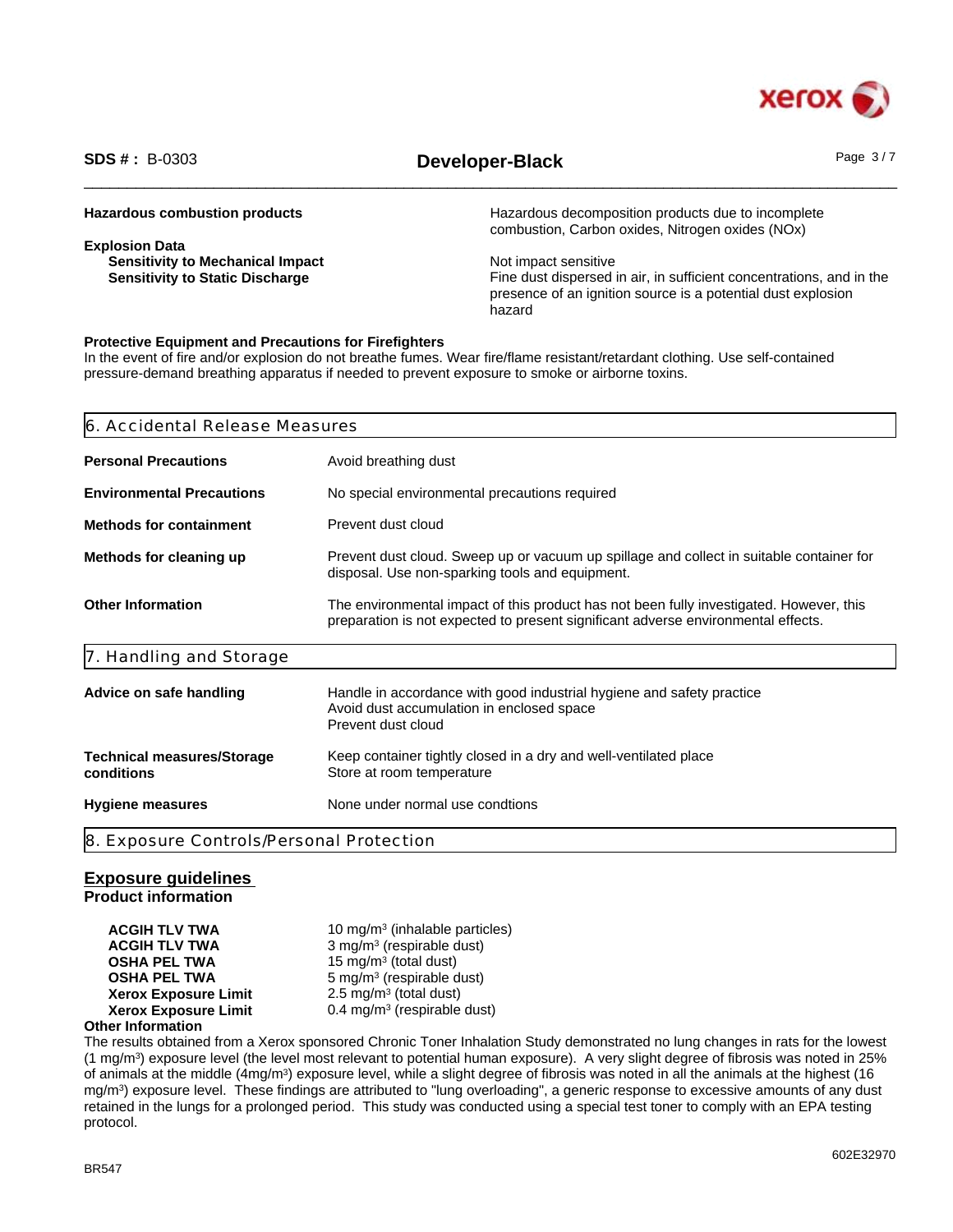**Hazardous combustion products** — Hazardous decomposition products due to incomplete combustion, Carbon oxides, Nitrogen oxides (NOx)

**Explosion Data**

| | |
|---|---|
| **Sensitivity to Mechanical Impact** | Not impact sensitive |
| **Sensitivity to Static Discharge** | Fine dust dispersed in air, in sufficient concentrations, and in the presence of an ignition source is a potential dust explosion hazard |

**Protective Equipment and Precautions for Firefighters**

In the event of fire and/or explosion do not breathe fumes. Wear fire/flame resistant/retardant clothing. Use self-contained pressure-demand breathing apparatus if needed to prevent exposure to smoke or airborne toxins.

## 6. Accidental Release Measures

| | |
|---|---|
| **Personal Precautions** | Avoid breathing dust |
| **Environmental Precautions** | No special environmental precautions required |
| **Methods for containment** | Prevent dust cloud |
| **Methods for cleaning up** | Prevent dust cloud. Sweep up or vacuum up spillage and collect in suitable container for disposal. Use non-sparking tools and equipment. |
| **Other Information** | The environmental impact of this product has not been fully investigated. However, this preparation is not expected to present significant adverse environmental effects. |

## 7. Handling and Storage

| | |
|---|---|
| **Advice on safe handling** | Handle in accordance with good industrial hygiene and safety practice<br>Avoid dust accumulation in enclosed space<br>Prevent dust cloud |
| **Technical measures/Storage conditions** | Keep container tightly closed in a dry and well-ventilated place<br>Store at room temperature |
| **Hygiene measures** | None under normal use condtions |

## 8. Exposure Controls/Personal Protection

### Exposure guidelines

**Product information**

| | |
|---|---|
| **ACGIH TLV TWA** | 10 mg/m³ (inhalable particles) |
| **ACGIH TLV TWA** | 3 mg/m³ (respirable dust) |
| **OSHA PEL TWA** | 15 mg/m³ (total dust) |
| **OSHA PEL TWA** | 5 mg/m³ (respirable dust) |
| **Xerox Exposure Limit** | 2.5 mg/m³ (total dust) |
| **Xerox Exposure Limit** | 0.4 mg/m³ (respirable dust) |

**Other Information**

The results obtained from a Xerox sponsored Chronic Toner Inhalation Study demonstrated no lung changes in rats for the lowest (1 mg/m³) exposure level (the level most relevant to potential human exposure). A very slight degree of fibrosis was noted in 25% of animals at the middle (4mg/m³) exposure level, while a slight degree of fibrosis was noted in all the animals at the highest (16 mg/m³) exposure level. These findings are attributed to "lung overloading", a generic response to excessive amounts of any dust retained in the lungs for a prolonged period. This study was conducted using a special test toner to comply with an EPA testing protocol.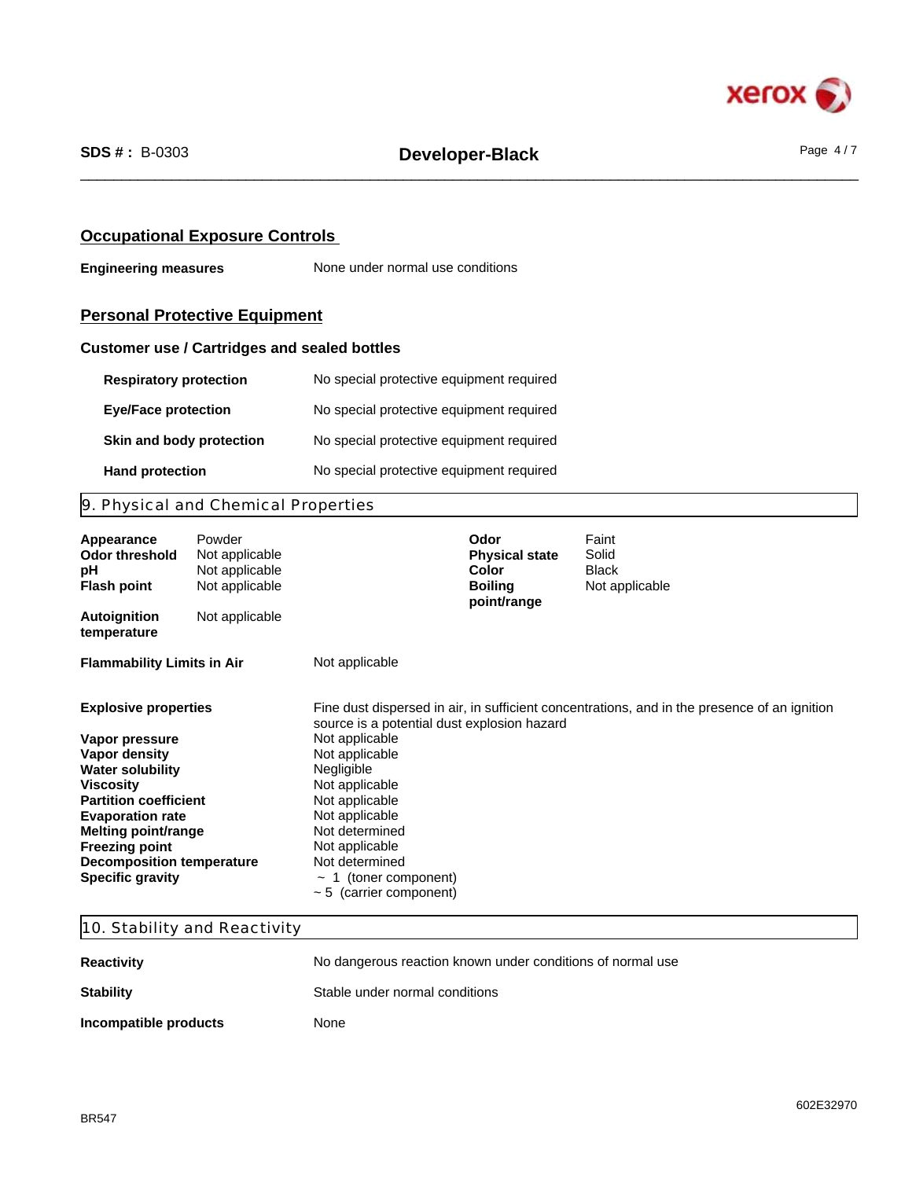## Occupational Exposure Controls

**Engineering measures** None under normal use conditions

## Personal Protective Equipment

### Customer use / Cartridges and sealed bottles

| | |
|---|---|
| **Respiratory protection** | No special protective equipment required |
| **Eye/Face protection** | No special protective equipment required |
| **Skin and body protection** | No special protective equipment required |
| **Hand protection** | No special protective equipment required |

## 9. Physical and Chemical Properties

| | | | |
|---|---|---|---|
| **Appearance** | Powder | **Odor** | Faint |
| **Odor threshold** | Not applicable | **Physical state** | Solid |
| **pH** | Not applicable | **Color** | Black |
| **Flash point** | Not applicable | **Boiling point/range** | Not applicable |
| **Autoignition temperature** | Not applicable | | |

**Flammability Limits in Air** Not applicable

| | |
|---|---|
| **Explosive properties** | Fine dust dispersed in air, in sufficient concentrations, and in the presence of an ignition source is a potential dust explosion hazard |
| **Vapor pressure** | Not applicable |
| **Vapor density** | Not applicable |
| **Water solubility** | Negligible |
| **Viscosity** | Not applicable |
| **Partition coefficient** | Not applicable |
| **Evaporation rate** | Not applicable |
| **Melting point/range** | Not determined |
| **Freezing point** | Not applicable |
| **Decomposition temperature** | Not determined |
| **Specific gravity** | ~ 1 (toner component)<br>~ 5 (carrier component) |

## 10. Stability and Reactivity

| | |
|---|---|
| **Reactivity** | No dangerous reaction known under conditions of normal use |
| **Stability** | Stable under normal conditions |
| **Incompatible products** | None |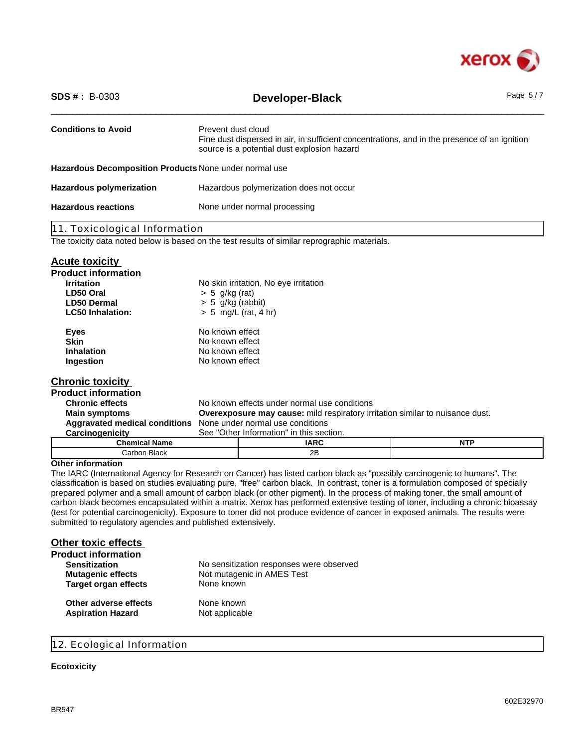| | |
|---|---|
| **Conditions to Avoid** | Prevent dust cloud<br>Fine dust dispersed in air, in sufficient concentrations, and in the presence of an ignition source is a potential dust explosion hazard |
| **Hazardous Decomposition Products** | None under normal use |
| **Hazardous polymerization** | Hazardous polymerization does not occur |
| **Hazardous reactions** | None under normal processing |

## 11. Toxicological Information

The toxicity data noted below is based on the test results of similar reprographic materials.

### Acute toxicity

**Product information**

| | |
|---|---|
| **Irritation** | No skin irritation, No eye irritation |
| **LD50 Oral** | > 5 g/kg (rat) |
| **LD50 Dermal** | > 5 g/kg (rabbit) |
| **LC50 Inhalation:** | > 5 mg/L (rat, 4 hr) |

| | |
|---|---|
| **Eyes** | No known effect |
| **Skin** | No known effect |
| **Inhalation** | No known effect |
| **Ingestion** | No known effect |

### Chronic toxicity

**Product information**

| | |
|---|---|
| **Chronic effects** | No known effects under normal use conditions |
| **Main symptoms** | **Overexposure may cause:** mild respiratory irritation similar to nuisance dust. |
| **Aggravated medical conditions** | None under normal use conditions |
| **Carcinogenicity** | See "Other Information" in this section. |

| Chemical Name | IARC | NTP |
|---|---|---|
| Carbon Black | 2B | |

**Other information**

The IARC (International Agency for Research on Cancer) has listed carbon black as "possibly carcinogenic to humans". The classification is based on studies evaluating pure, "free" carbon black. In contrast, toner is a formulation composed of specially prepared polymer and a small amount of carbon black (or other pigment). In the process of making toner, the small amount of carbon black becomes encapsulated within a matrix. Xerox has performed extensive testing of toner, including a chronic bioassay (test for potential carcinogenicity). Exposure to toner did not produce evidence of cancer in exposed animals. The results were submitted to regulatory agencies and published extensively.

### Other toxic effects

**Product information**

| | |
|---|---|
| **Sensitization** | No sensitization responses were observed |
| **Mutagenic effects** | Not mutagenic in AMES Test |
| **Target organ effects** | None known |
| **Other adverse effects** | None known |
| **Aspiration Hazard** | Not applicable |

## 12. Ecological Information

**Ecotoxicity**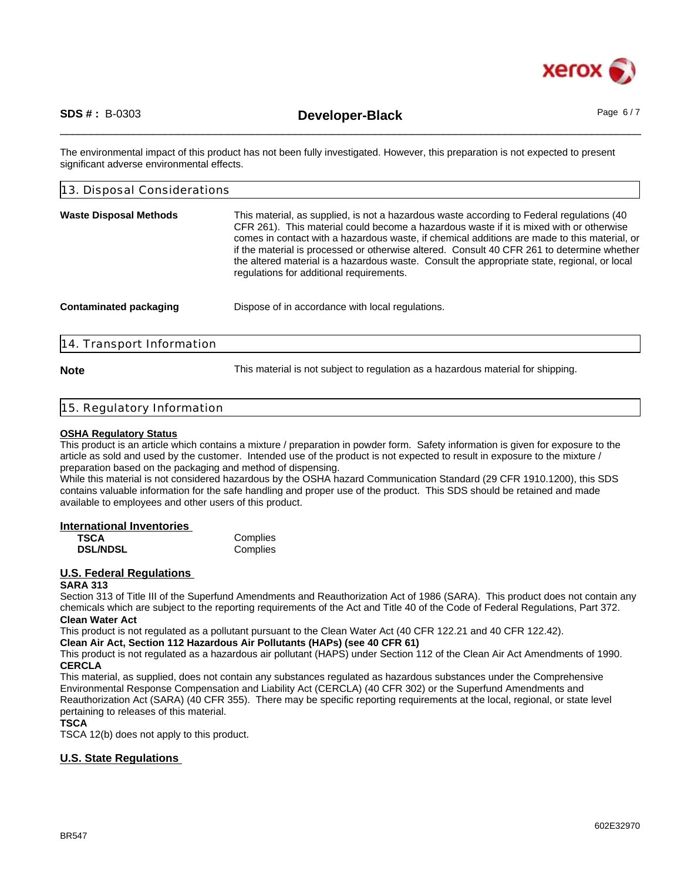The environmental impact of this product has not been fully investigated. However, this preparation is not expected to present significant adverse environmental effects.

## 13. Disposal Considerations

**Waste Disposal Methods** This material, as supplied, is not a hazardous waste according to Federal regulations (40 CFR 261). This material could become a hazardous waste if it is mixed with or otherwise comes in contact with a hazardous waste, if chemical additions are made to this material, or if the material is processed or otherwise altered. Consult 40 CFR 261 to determine whether the altered material is a hazardous waste. Consult the appropriate state, regional, or local regulations for additional requirements.

**Contaminated packaging** Dispose of in accordance with local regulations.

## 14. Transport Information

**Note** This material is not subject to regulation as a hazardous material for shipping.

## 15. Regulatory Information

**OSHA Regulatory Status**

This product is an article which contains a mixture / preparation in powder form. Safety information is given for exposure to the article as sold and used by the customer. Intended use of the product is not expected to result in exposure to the mixture / preparation based on the packaging and method of dispensing.
While this material is not considered hazardous by the OSHA hazard Communication Standard (29 CFR 1910.1200), this SDS contains valuable information for the safe handling and proper use of the product. This SDS should be retained and made available to employees and other users of this product.

**International Inventories**

| | |
|---|---|
| **TSCA** | Complies |
| **DSL/NDSL** | Complies |

**U.S. Federal Regulations**

**SARA 313**

Section 313 of Title III of the Superfund Amendments and Reauthorization Act of 1986 (SARA). This product does not contain any chemicals which are subject to the reporting requirements of the Act and Title 40 of the Code of Federal Regulations, Part 372.

**Clean Water Act**

This product is not regulated as a pollutant pursuant to the Clean Water Act (40 CFR 122.21 and 40 CFR 122.42).

**Clean Air Act, Section 112 Hazardous Air Pollutants (HAPs) (see 40 CFR 61)**

This product is not regulated as a hazardous air pollutant (HAPS) under Section 112 of the Clean Air Act Amendments of 1990.

**CERCLA**

This material, as supplied, does not contain any substances regulated as hazardous substances under the Comprehensive Environmental Response Compensation and Liability Act (CERCLA) (40 CFR 302) or the Superfund Amendments and Reauthorization Act (SARA) (40 CFR 355). There may be specific reporting requirements at the local, regional, or state level pertaining to releases of this material.

**TSCA**

TSCA 12(b) does not apply to this product.

**U.S. State Regulations**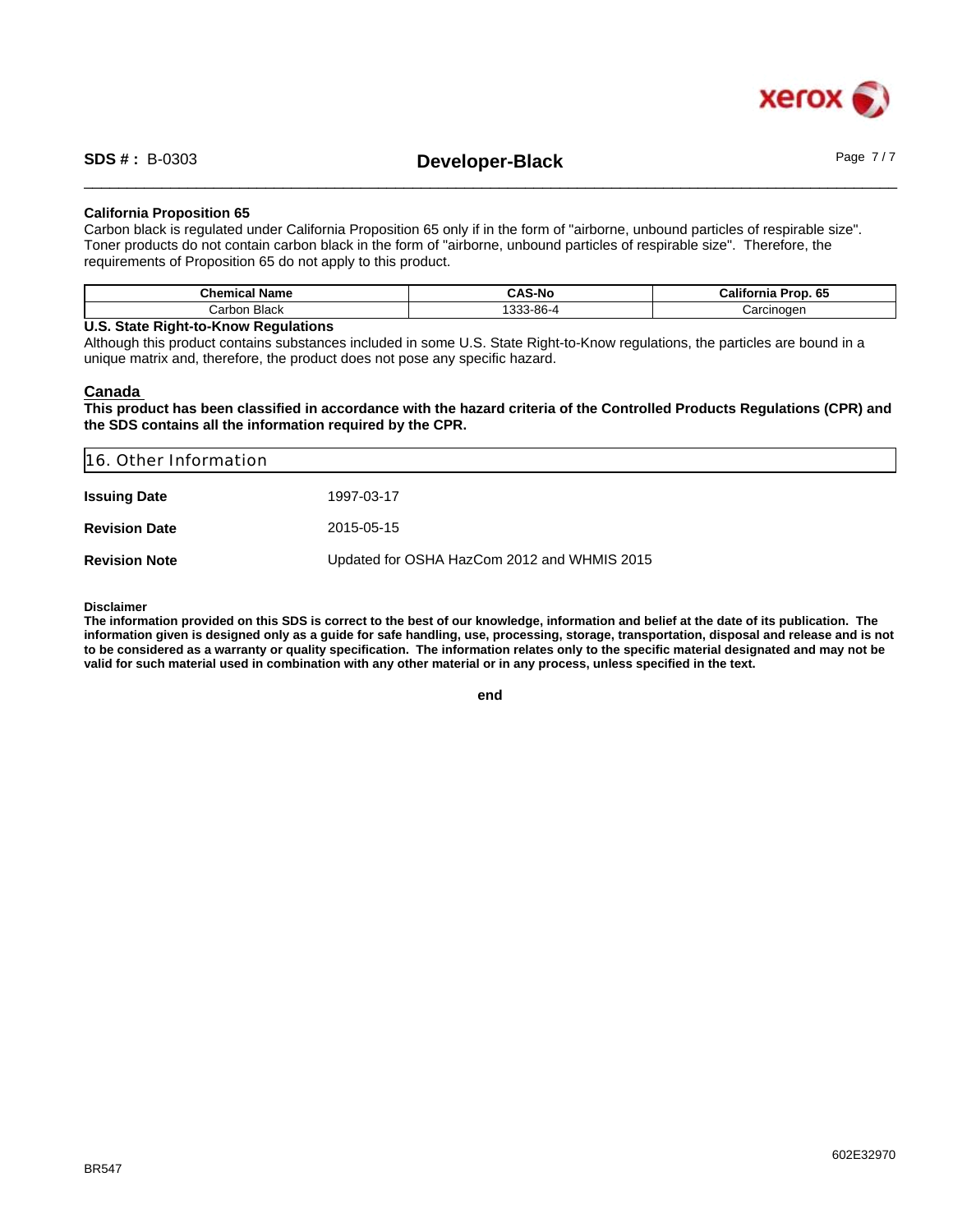#### California Proposition 65

Carbon black is regulated under California Proposition 65 only if in the form of "airborne, unbound particles of respirable size". Toner products do not contain carbon black in the form of "airborne, unbound particles of respirable size". Therefore, the requirements of Proposition 65 do not apply to this product.

| Chemical Name | CAS-No | California Prop. 65 |
|---|---|---|
| Carbon Black | 1333-86-4 | Carcinogen |

#### U.S. State Right-to-Know Regulations

Although this product contains substances included in some U.S. State Right-to-Know regulations, the particles are bound in a unique matrix and, therefore, the product does not pose any specific hazard.

#### Canada

**This product has been classified in accordance with the hazard criteria of the Controlled Products Regulations (CPR) and the SDS contains all the information required by the CPR.**

## 16. Other Information

**Issuing Date** 1997-03-17

**Revision Date** 2015-05-15

**Revision Note** Updated for OSHA HazCom 2012 and WHMIS 2015

**Disclaimer**

**The information provided on this SDS is correct to the best of our knowledge, information and belief at the date of its publication. The information given is designed only as a guide for safe handling, use, processing, storage, transportation, disposal and release and is not to be considered as a warranty or quality specification. The information relates only to the specific material designated and may not be valid for such material used in combination with any other material or in any process, unless specified in the text.**

**end**